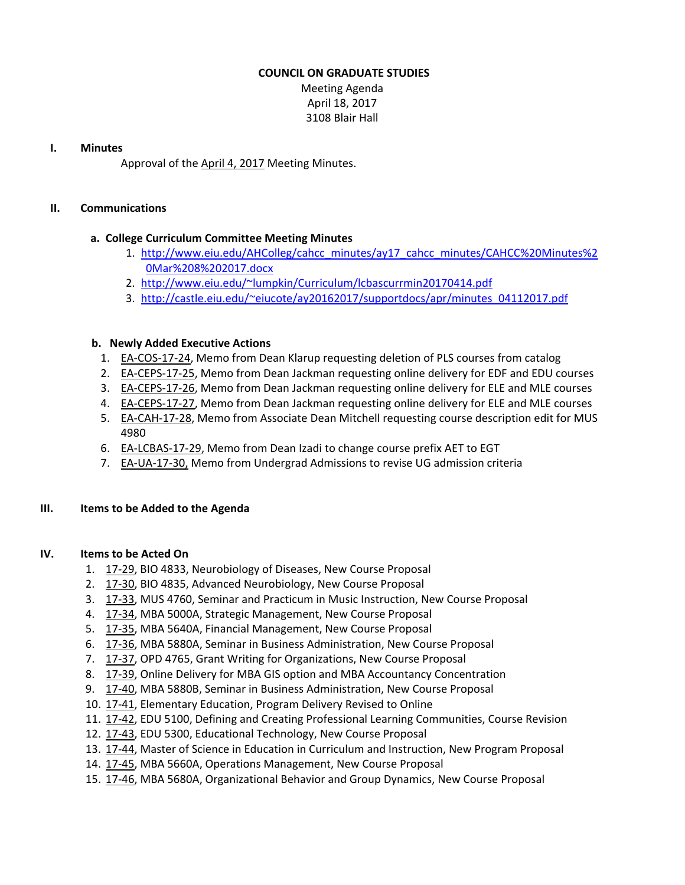# COUNCIL ON GRADUATE STUDIES

Meeting Agenda
April 18, 2017
3108 Blair Hall

## I. Minutes

Approval of the April 4, 2017 Meeting Minutes.

## II. Communications

### a. College Curriculum Committee Meeting Minutes

1. http://www.eiu.edu/AHColleg/cahcc_minutes/ay17_cahcc_minutes/CAHCC%20Minutes%20Mar%208%202017.docx
2. http://www.eiu.edu/~lumpkin/Curriculum/lcbascurrmin20170414.pdf
3. http://castle.eiu.edu/~eiucote/ay20162017/supportdocs/apr/minutes_04112017.pdf

### b. Newly Added Executive Actions

1. EA-COS-17-24, Memo from Dean Klarup requesting deletion of PLS courses from catalog
2. EA-CEPS-17-25, Memo from Dean Jackman requesting online delivery for EDF and EDU courses
3. EA-CEPS-17-26, Memo from Dean Jackman requesting online delivery for ELE and MLE courses
4. EA-CEPS-17-27, Memo from Dean Jackman requesting online delivery for ELE and MLE courses
5. EA-CAH-17-28, Memo from Associate Dean Mitchell requesting course description edit for MUS 4980
6. EA-LCBAS-17-29, Memo from Dean Izadi to change course prefix AET to EGT
7. EA-UA-17-30, Memo from Undergrad Admissions to revise UG admission criteria

## III. Items to be Added to the Agenda

## IV. Items to be Acted On

1. 17-29, BIO 4833, Neurobiology of Diseases, New Course Proposal
2. 17-30, BIO 4835, Advanced Neurobiology, New Course Proposal
3. 17-33, MUS 4760, Seminar and Practicum in Music Instruction, New Course Proposal
4. 17-34, MBA 5000A, Strategic Management, New Course Proposal
5. 17-35, MBA 5640A, Financial Management, New Course Proposal
6. 17-36, MBA 5880A, Seminar in Business Administration, New Course Proposal
7. 17-37, OPD 4765, Grant Writing for Organizations, New Course Proposal
8. 17-39, Online Delivery for MBA GIS option and MBA Accountancy Concentration
9. 17-40, MBA 5880B, Seminar in Business Administration, New Course Proposal
10. 17-41, Elementary Education, Program Delivery Revised to Online
11. 17-42, EDU 5100, Defining and Creating Professional Learning Communities, Course Revision
12. 17-43, EDU 5300, Educational Technology, New Course Proposal
13. 17-44, Master of Science in Education in Curriculum and Instruction, New Program Proposal
14. 17-45, MBA 5660A, Operations Management, New Course Proposal
15. 17-46, MBA 5680A, Organizational Behavior and Group Dynamics, New Course Proposal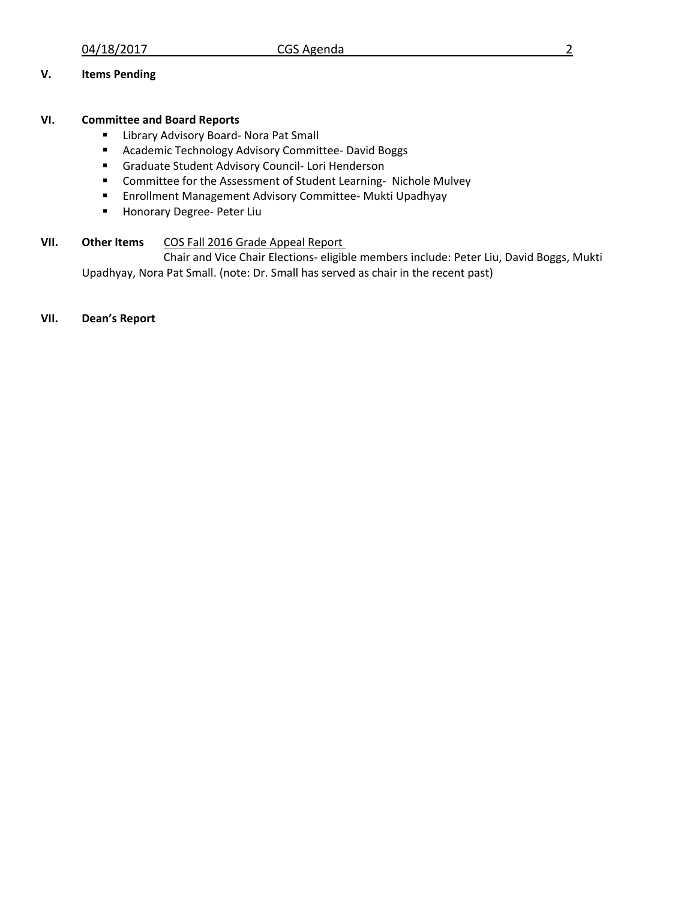**V. Items Pending**

**VI. Committee and Board Reports**

- Library Advisory Board- Nora Pat Small
- Academic Technology Advisory Committee- David Boggs
- Graduate Student Advisory Council- Lori Henderson
- Committee for the Assessment of Student Learning- Nichole Mulvey
- Enrollment Management Advisory Committee- Mukti Upadhyay
- Honorary Degree- Peter Liu

**VII. Other Items** COS Fall 2016 Grade Appeal Report

Chair and Vice Chair Elections- eligible members include: Peter Liu, David Boggs, Mukti Upadhyay, Nora Pat Small. (note: Dr. Small has served as chair in the recent past)

**VII. Dean's Report**